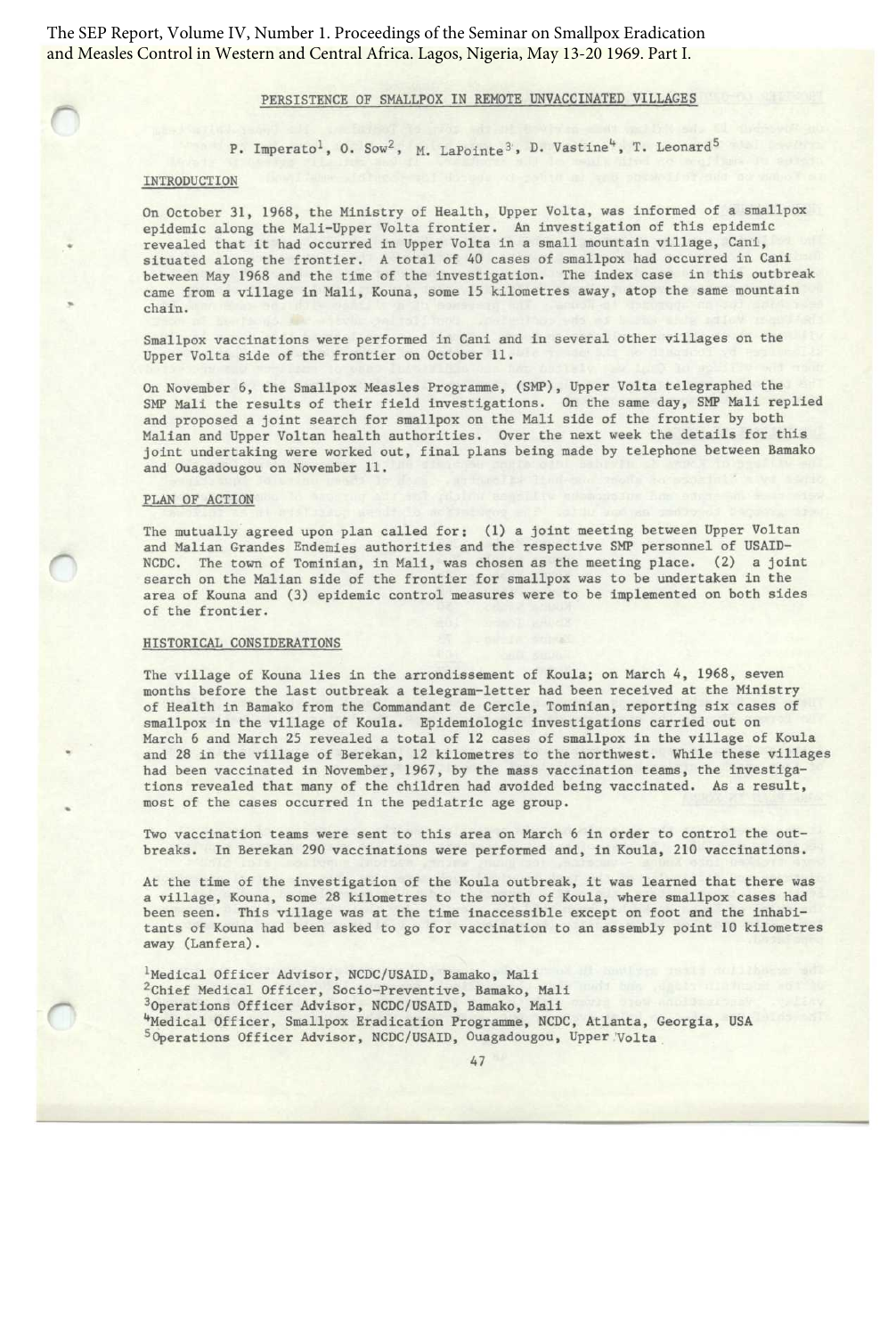## PERSISTENCE OF SMALLPOX IN REMOTE UNVACCINATED VILLAGES

P. Imperato[1], O. Sow[2], M. LaPointe[3], D. Vastine[4], T. Leonard[5]

### INTRODUCTION

On October 31, 1968, the Ministry of Health, Upper Volta, was informed of a smallpox epidemic along the Mali-Upper Volta frontier. An investigation of this epidemic revealed that it had occurred in Upper Volta in a small mountain village, Cani, situated along the frontier. A total of 40 cases of smallpox had occurred in Cani between May 1968 and the time of the investigation. The index case in this outbreak came from a village in Mali, Kouna, some 15 kilometres away, atop the same mountain chain.

Smallpox vaccinations were performed in Cani and in several other villages on the Upper Volta side of the frontier on October 11.

On November 6, the Smallpox Measles Programme, (SMP), Upper Volta telegraphed the SMP Mali the results of their field investigations. On the same day, SMP Mali replied and proposed a joint search for smallpox on the Mali side of the frontier by both Malian and Upper Voltan health authorities. Over the next week the details for this joint undertaking were worked out, final plans being made by telephone between Bamako and Ouagadougou on November 11.

### PLAN OF ACTION

The mutually agreed upon plan called for: (1) a joint meeting between Upper Voltan and Malian Grandes Endemies authorities and the respective SMP personnel of USAID-NCDC. The town of Tominian, in Mali, was chosen as the meeting place. (2) a joint search on the Malian side of the frontier for smallpox was to be undertaken in the area of Kouna and (3) epidemic control measures were to be implemented on both sides of the frontier.

### HISTORICAL CONSIDERATIONS

The village of Kouna lies in the arrondissement of Koula; on March 4, 1968, seven months before the last outbreak a telegram-letter had been received at the Ministry of Health in Bamako from the Commandant de Cercle, Tominian, reporting six cases of smallpox in the village of Koula. Epidemiologic investigations carried out on March 6 and March 25 revealed a total of 12 cases of smallpox in the village of Koula and 28 in the village of Berekan, 12 kilometres to the northwest. While these villages had been vaccinated in November, 1967, by the mass vaccination teams, the investigations revealed that many of the children had avoided being vaccinated. As a result, most of the cases occurred in the pediatric age group.

Two vaccination teams were sent to this area on March 6 in order to control the outbreaks. In Berekan 290 vaccinations were performed and, in Koula, 210 vaccinations.

At the time of the investigation of the Koula outbreak, it was learned that there was a village, Kouna, some 28 kilometres to the north of Koula, where smallpox cases had been seen. This village was at the time inaccessible except on foot and the inhabitants of Kouna had been asked to go for vaccination to an assembly point 10 kilometres away (Lanfera).

[1]Medical Officer Advisor, NCDC/USAID, Bamako, Mali
[2]Chief Medical Officer, Socio-Preventive, Bamako, Mali
[3]Operations Officer Advisor, NCDC/USAID, Bamako, Mali
[4]Medical Officer, Smallpox Eradication Programme, NCDC, Atlanta, Georgia, USA
[5]Operations Officer Advisor, NCDC/USAID, Ouagadougou, Upper Volta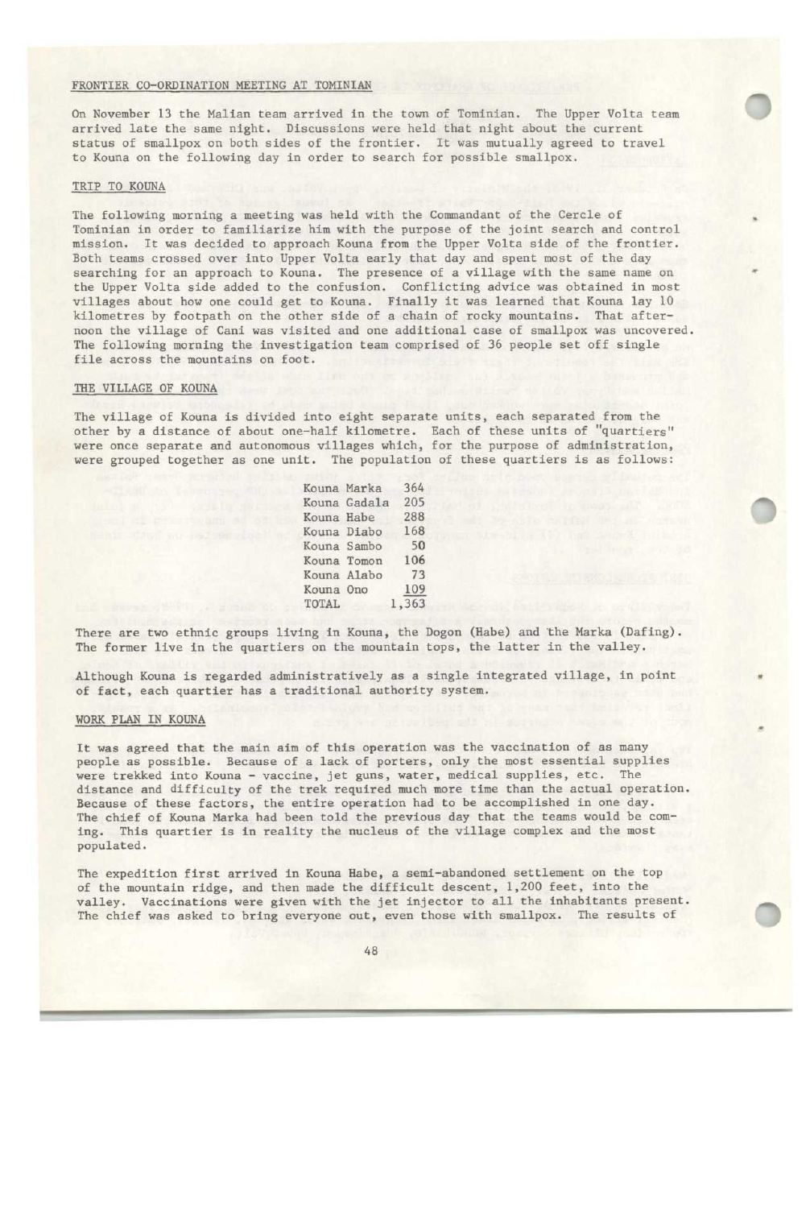## FRONTIER CO-ORDINATION MEETING AT TOMINIAN

On November 13 the Malian team arrived in the town of Tominian. The Upper Volta team arrived late the same night. Discussions were held that night about the current status of smallpox on both sides of the frontier. It was mutually agreed to travel to Kouna on the following day in order to search for possible smallpox.

## TRIP TO KOUNA

The following morning a meeting was held with the Commandant of the Cercle of Tominian in order to familiarize him with the purpose of the joint search and control mission. It was decided to approach Kouna from the Upper Volta side of the frontier. Both teams crossed over into Upper Volta early that day and spent most of the day searching for an approach to Kouna. The presence of a village with the same name on the Upper Volta side added to the confusion. Conflicting advice was obtained in most villages about how one could get to Kouna. Finally it was learned that Kouna lay 10 kilometres by footpath on the other side of a chain of rocky mountains. That afternoon the village of Cani was visited and one additional case of smallpox was uncovered. The following morning the investigation team comprised of 36 people set off single file across the mountains on foot.

## THE VILLAGE OF KOUNA

The village of Kouna is divided into eight separate units, each separated from the other by a distance of about one-half kilometre. Each of these units of "quartiers" were once separate and autonomous villages which, for the purpose of administration, were grouped together as one unit. The population of these quartiers is as follows:

| Quartier | Population |
|---|---|
| Kouna Marka | 364 |
| Kouna Gadala | 205 |
| Kouna Habe | 288 |
| Kouna Diabo | 168 |
| Kouna Sambo | 50 |
| Kouna Tomon | 106 |
| Kouna Alabo | 73 |
| Kouna Ono | 109 |
| TOTAL | 1,363 |

There are two ethnic groups living in Kouna, the Dogon (Habe) and the Marka (Dafing). The former live in the quartiers on the mountain tops, the latter in the valley.

Although Kouna is regarded administratively as a single integrated village, in point of fact, each quartier has a traditional authority system.

## WORK PLAN IN KOUNA

It was agreed that the main aim of this operation was the vaccination of as many people as possible. Because of a lack of porters, only the most essential supplies were trekked into Kouna - vaccine, jet guns, water, medical supplies, etc. The distance and difficulty of the trek required much more time than the actual operation. Because of these factors, the entire operation had to be accomplished in one day. The chief of Kouna Marka had been told the previous day that the teams would be coming. This quartier is in reality the nucleus of the village complex and the most populated.

The expedition first arrived in Kouna Habe, a semi-abandoned settlement on the top of the mountain ridge, and then made the difficult descent, 1,200 feet, into the valley. Vaccinations were given with the jet injector to all the inhabitants present. The chief was asked to bring everyone out, even those with smallpox. The results of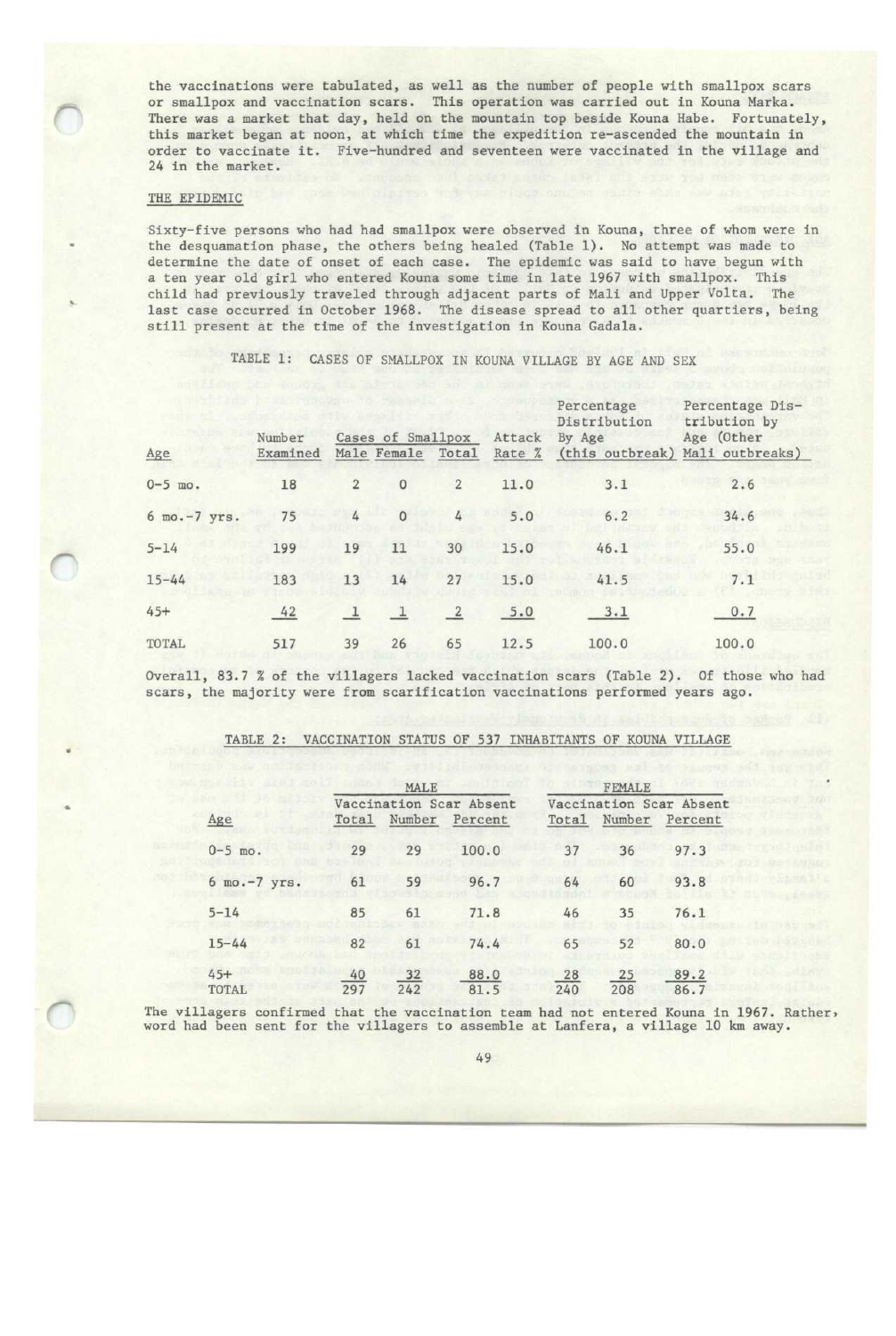the vaccinations were tabulated, as well as the number of people with smallpox scars or smallpox and vaccination scars. This operation was carried out in Kouna Marka. There was a market that day, held on the mountain top beside Kouna Habe. Fortunately, this market began at noon, at which time the expedition re-ascended the mountain in order to vaccinate it. Five-hundred and seventeen were vaccinated in the village and 24 in the market.

## THE EPIDEMIC

Sixty-five persons who had had smallpox were observed in Kouna, three of whom were in the desquamation phase, the others being healed (Table 1). No attempt was made to determine the date of onset of each case. The epidemic was said to have begun with a ten year old girl who entered Kouna some time in late 1967 with smallpox. This child had previously traveled through adjacent parts of Mali and Upper Volta. The last case occurred in October 1968. The disease spread to all other quartiers, being still present at the time of the investigation in Kouna Gadala.

TABLE 1: CASES OF SMALLPOX IN KOUNA VILLAGE BY AGE AND SEX

| Age | Number Examined | Cases of Smallpox Male | Female | Total | Attack Rate % | Percentage Distribution By Age (this outbreak) | Percentage Distribution by Age (Other Mali outbreaks) |
|---|---|---|---|---|---|---|---|
| 0-5 mo. | 18 | 2 | 0 | 2 | 11.0 | 3.1 | 2.6 |
| 6 mo.-7 yrs. | 75 | 4 | 0 | 4 | 5.0 | 6.2 | 34.6 |
| 5-14 | 199 | 19 | 11 | 30 | 15.0 | 46.1 | 55.0 |
| 15-44 | 183 | 13 | 14 | 27 | 15.0 | 41.5 | 7.1 |
| 45+ | 42 | 1 | 1 | 2 | 5.0 | 3.1 | 0.7 |
| TOTAL | 517 | 39 | 26 | 65 | 12.5 | 100.0 | 100.0 |

Overall, 83.7 % of the villagers lacked vaccination scars (Table 2). Of those who had scars, the majority were from scarification vaccinations performed years ago.

TABLE 2: VACCINATION STATUS OF 537 INHABITANTS OF KOUNA VILLAGE

| | MALE | | | FEMALE | | |
|---|---|---|---|---|---|---|
| | | Vaccination Scar Absent | | | Vaccination Scar Absent | |
| Age | Total | Number | Percent | Total | Number | Percent |
| 0-5 mo. | 29 | 29 | 100.0 | 37 | 36 | 97.3 |
| 6 mo.-7 yrs. | 61 | 59 | 96.7 | 64 | 60 | 93.8 |
| 5-14 | 85 | 61 | 71.8 | 46 | 35 | 76.1 |
| 15-44 | 82 | 61 | 74.4 | 65 | 52 | 80.0 |
| 45+ | 40 | 32 | 88.0 | 28 | 25 | 89.2 |
| TOTAL | 297 | 242 | 81.5 | 240 | 208 | 86.7 |

The villagers confirmed that the vaccination team had not entered Kouna in 1967. Rather, word had been sent for the villagers to assemble at Lanfera, a village 10 km away.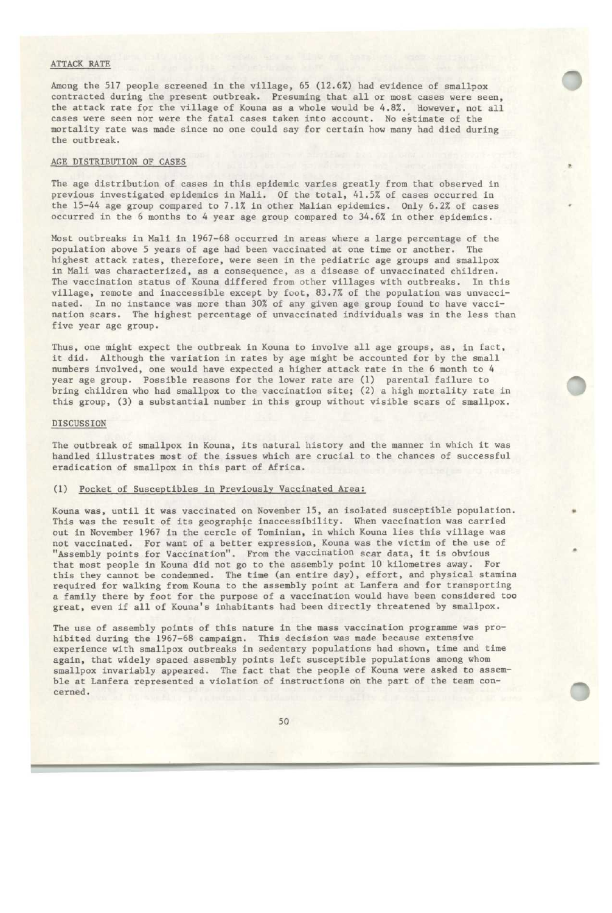## ATTACK RATE

Among the 517 people screened in the village, 65 (12.6%) had evidence of smallpox contracted during the present outbreak. Presuming that all or most cases were seen, the attack rate for the village of Kouna as a whole would be 4.8%. However, not all cases were seen nor were the fatal cases taken into account. No estimate of the mortality rate was made since no one could say for certain how many had died during the outbreak.

## AGE DISTRIBUTION OF CASES

The age distribution of cases in this epidemic varies greatly from that observed in previous investigated epidemics in Mali. Of the total, 41.5% of cases occurred in the 15-44 age group compared to 7.1% in other Malian epidemics. Only 6.2% of cases occurred in the 6 months to 4 year age group compared to 34.6% in other epidemics.

Most outbreaks in Mali in 1967-68 occurred in areas where a large percentage of the population above 5 years of age had been vaccinated at one time or another. The highest attack rates, therefore, were seen in the pediatric age groups and smallpox in Mali was characterized, as a consequence, as a disease of unvaccinated children. The vaccination status of Kouna differed from other villages with outbreaks. In this village, remote and inaccessible except by foot, 83.7% of the population was unvaccinated. In no instance was more than 30% of any given age group found to have vaccination scars. The highest percentage of unvaccinated individuals was in the less than five year age group.

Thus, one might expect the outbreak in Kouna to involve all age groups, as, in fact, it did. Although the variation in rates by age might be accounted for by the small numbers involved, one would have expected a higher attack rate in the 6 month to 4 year age group. Possible reasons for the lower rate are (1) parental failure to bring children who had smallpox to the vaccination site; (2) a high mortality rate in this group, (3) a substantial number in this group without visible scars of smallpox.

## DISCUSSION

The outbreak of smallpox in Kouna, its natural history and the manner in which it was handled illustrates most of the issues which are crucial to the chances of successful eradication of smallpox in this part of Africa.

### (1) Pocket of Susceptibles in Previously Vaccinated Area:

Kouna was, until it was vaccinated on November 15, an isolated susceptible population. This was the result of its geographic inaccessibility. When vaccination was carried out in November 1967 in the cercle of Tominian, in which Kouna lies this village was not vaccinated. For want of a better expression, Kouna was the victim of the use of "Assembly points for Vaccination". From the vaccination scar data, it is obvious that most people in Kouna did not go to the assembly point 10 kilometres away. For this they cannot be condemned. The time (an entire day), effort, and physical stamina required for walking from Kouna to the assembly point at Lanfera and for transporting a family there by foot for the purpose of a vaccination would have been considered too great, even if all of Kouna's inhabitants had been directly threatened by smallpox.

The use of assembly points of this nature in the mass vaccination programme was prohibited during the 1967-68 campaign. This decision was made because extensive experience with smallpox outbreaks in sedentary populations had shown, time and time again, that widely spaced assembly points left susceptible populations among whom smallpox invariably appeared. The fact that the people of Kouna were asked to assemble at Lanfera represented a violation of instructions on the part of the team concerned.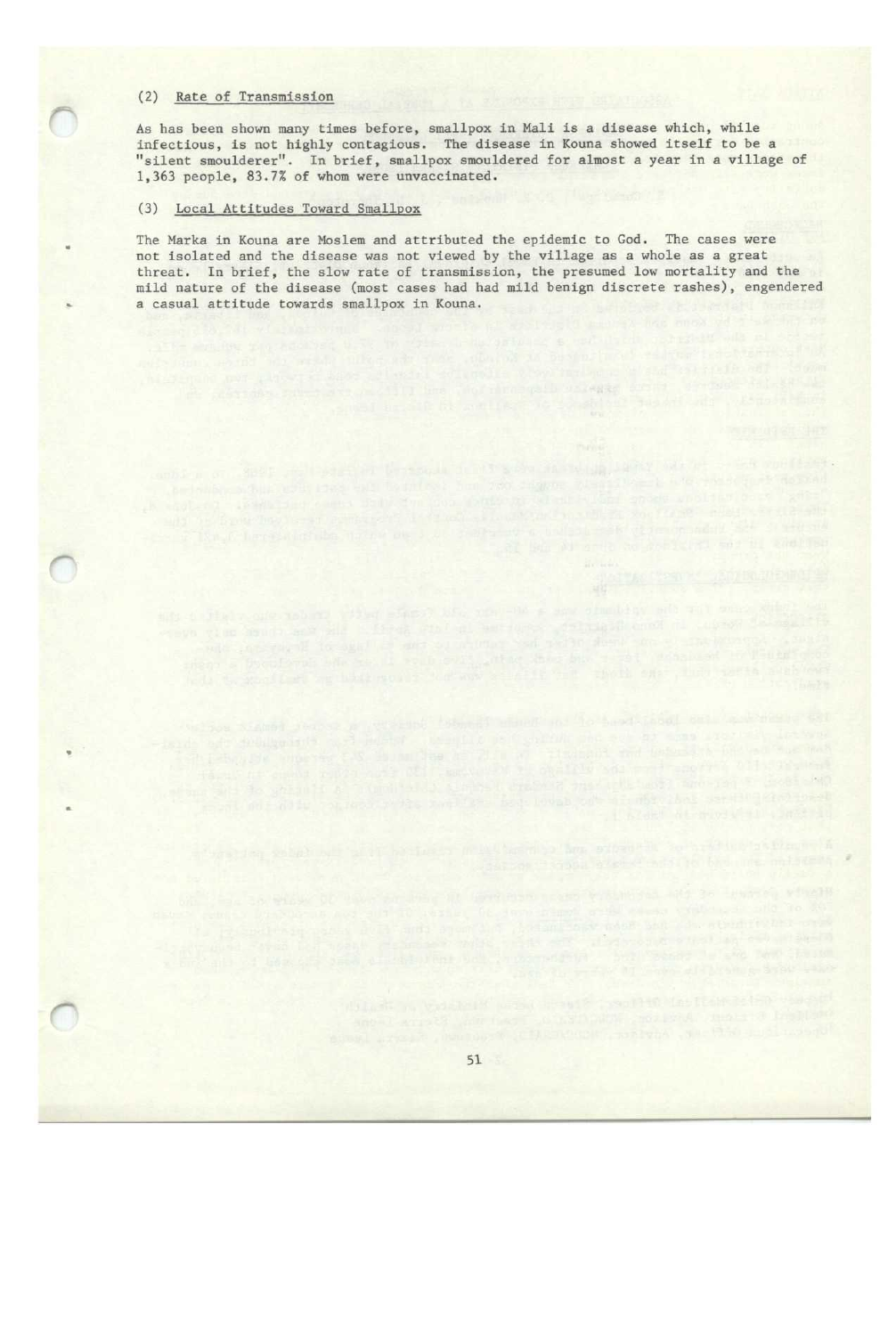## (2) Rate of Transmission

As has been shown many times before, smallpox in Mali is a disease which, while infectious, is not highly contagious. The disease in Kouna showed itself to be a "silent smoulderer". In brief, smallpox smouldered for almost a year in a village of 1,363 people, 83.7% of whom were unvaccinated.

## (3) Local Attitudes Toward Smallpox

The Marka in Kouna are Moslem and attributed the epidemic to God. The cases were not isolated and the disease was not viewed by the village as a whole as a great threat. In brief, the slow rate of transmission, the presumed low mortality and the mild nature of the disease (most cases had had mild benign discrete rashes), engendered a casual attitude towards smallpox in Kouna.